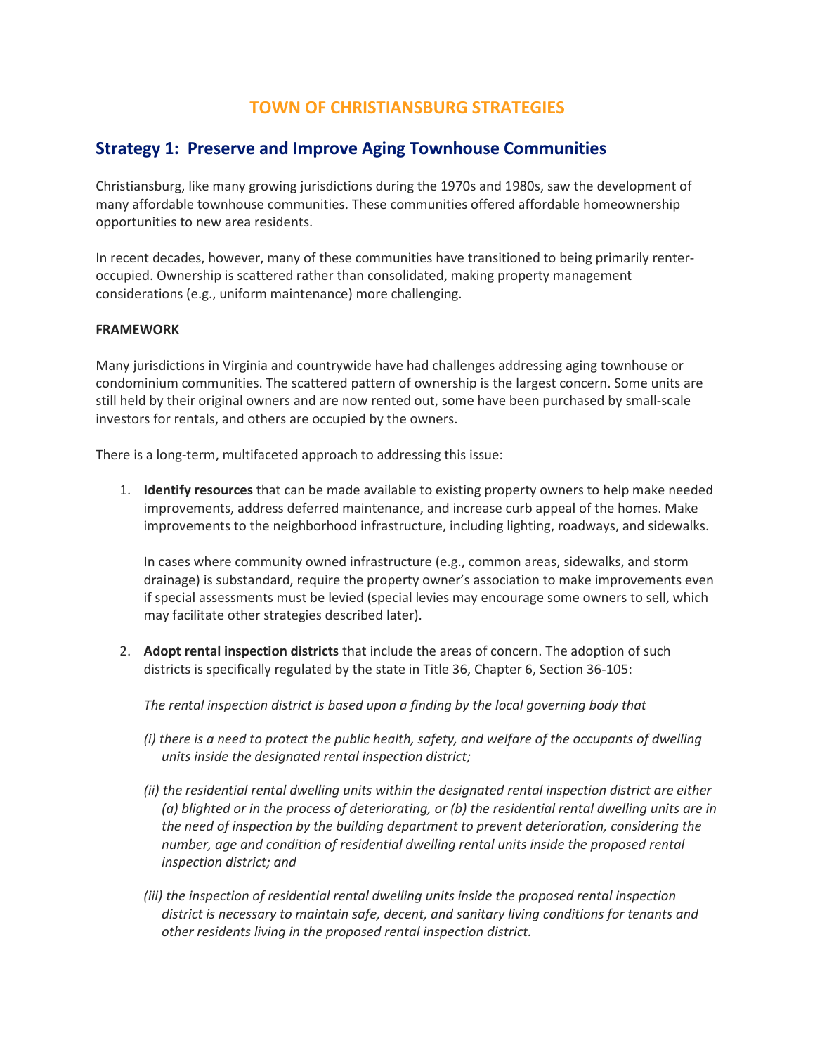# TOWN OF CHRISTIANSBURG STRATEGIES

## Strategy 1: Preserve and Improve Aging Townhouse Communities

Christiansburg, like many growing jurisdictions during the 1970s and 1980s, saw the development of many affordable townhouse communities. These communities offered affordable homeownership opportunities to new area residents.

In recent decades, however, many of these communities have transitioned to being primarily renter-occupied. Ownership is scattered rather than consolidated, making property management considerations (e.g., uniform maintenance) more challenging.

**FRAMEWORK**

Many jurisdictions in Virginia and countrywide have had challenges addressing aging townhouse or condominium communities. The scattered pattern of ownership is the largest concern. Some units are still held by their original owners and are now rented out, some have been purchased by small-scale investors for rentals, and others are occupied by the owners.

There is a long-term, multifaceted approach to addressing this issue:

1. **Identify resources** that can be made available to existing property owners to help make needed improvements, address deferred maintenance, and increase curb appeal of the homes. Make improvements to the neighborhood infrastructure, including lighting, roadways, and sidewalks.

   In cases where community owned infrastructure (e.g., common areas, sidewalks, and storm drainage) is substandard, require the property owner's association to make improvements even if special assessments must be levied (special levies may encourage some owners to sell, which may facilitate other strategies described later).

2. **Adopt rental inspection districts** that include the areas of concern. The adoption of such districts is specifically regulated by the state in Title 36, Chapter 6, Section 36-105:

   *The rental inspection district is based upon a finding by the local governing body that*

   *(i) there is a need to protect the public health, safety, and welfare of the occupants of dwelling units inside the designated rental inspection district;*

   *(ii) the residential rental dwelling units within the designated rental inspection district are either (a) blighted or in the process of deteriorating, or (b) the residential rental dwelling units are in the need of inspection by the building department to prevent deterioration, considering the number, age and condition of residential dwelling rental units inside the proposed rental inspection district; and*

   *(iii) the inspection of residential rental dwelling units inside the proposed rental inspection district is necessary to maintain safe, decent, and sanitary living conditions for tenants and other residents living in the proposed rental inspection district.*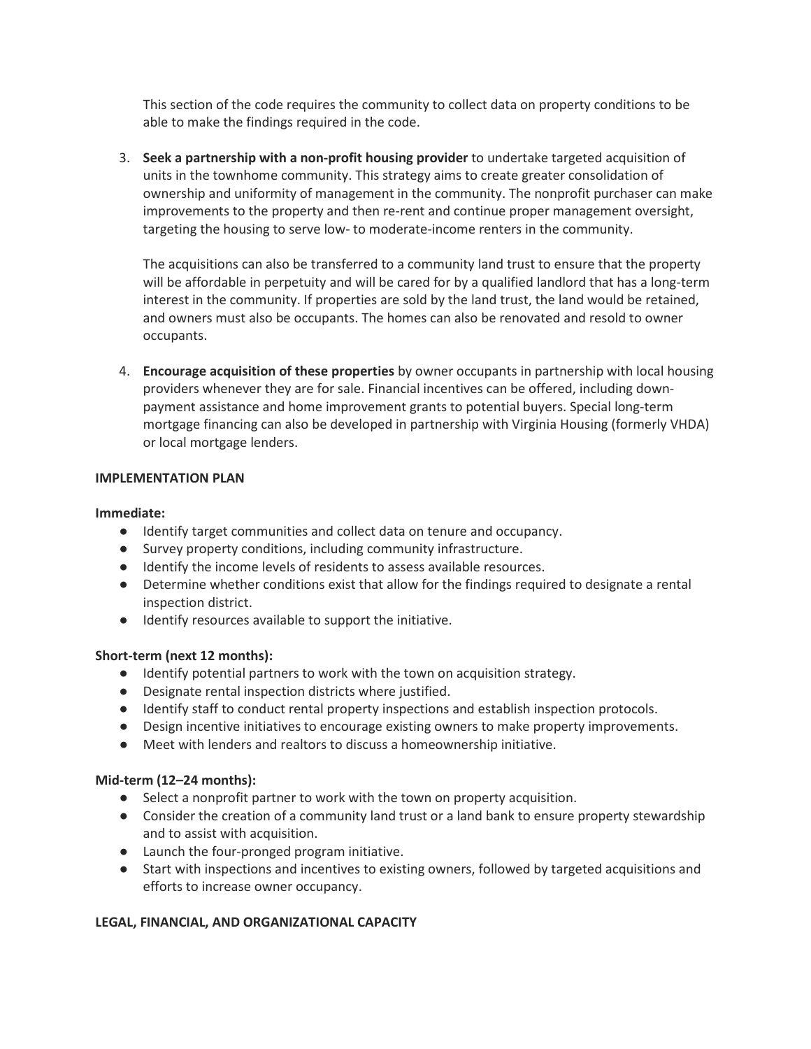This section of the code requires the community to collect data on property conditions to be able to make the findings required in the code.

3. **Seek a partnership with a non-profit housing provider** to undertake targeted acquisition of units in the townhome community. This strategy aims to create greater consolidation of ownership and uniformity of management in the community. The nonprofit purchaser can make improvements to the property and then re-rent and continue proper management oversight, targeting the housing to serve low- to moderate-income renters in the community.

   The acquisitions can also be transferred to a community land trust to ensure that the property will be affordable in perpetuity and will be cared for by a qualified landlord that has a long-term interest in the community. If properties are sold by the land trust, the land would be retained, and owners must also be occupants. The homes can also be renovated and resold to owner occupants.

4. **Encourage acquisition of these properties** by owner occupants in partnership with local housing providers whenever they are for sale. Financial incentives can be offered, including down-payment assistance and home improvement grants to potential buyers. Special long-term mortgage financing can also be developed in partnership with Virginia Housing (formerly VHDA) or local mortgage lenders.

**IMPLEMENTATION PLAN**

**Immediate:**

- Identify target communities and collect data on tenure and occupancy.
- Survey property conditions, including community infrastructure.
- Identify the income levels of residents to assess available resources.
- Determine whether conditions exist that allow for the findings required to designate a rental inspection district.
- Identify resources available to support the initiative.

**Short-term (next 12 months):**

- Identify potential partners to work with the town on acquisition strategy.
- Designate rental inspection districts where justified.
- Identify staff to conduct rental property inspections and establish inspection protocols.
- Design incentive initiatives to encourage existing owners to make property improvements.
- Meet with lenders and realtors to discuss a homeownership initiative.

**Mid-term (12–24 months):**

- Select a nonprofit partner to work with the town on property acquisition.
- Consider the creation of a community land trust or a land bank to ensure property stewardship and to assist with acquisition.
- Launch the four-pronged program initiative.
- Start with inspections and incentives to existing owners, followed by targeted acquisitions and efforts to increase owner occupancy.

**LEGAL, FINANCIAL, AND ORGANIZATIONAL CAPACITY**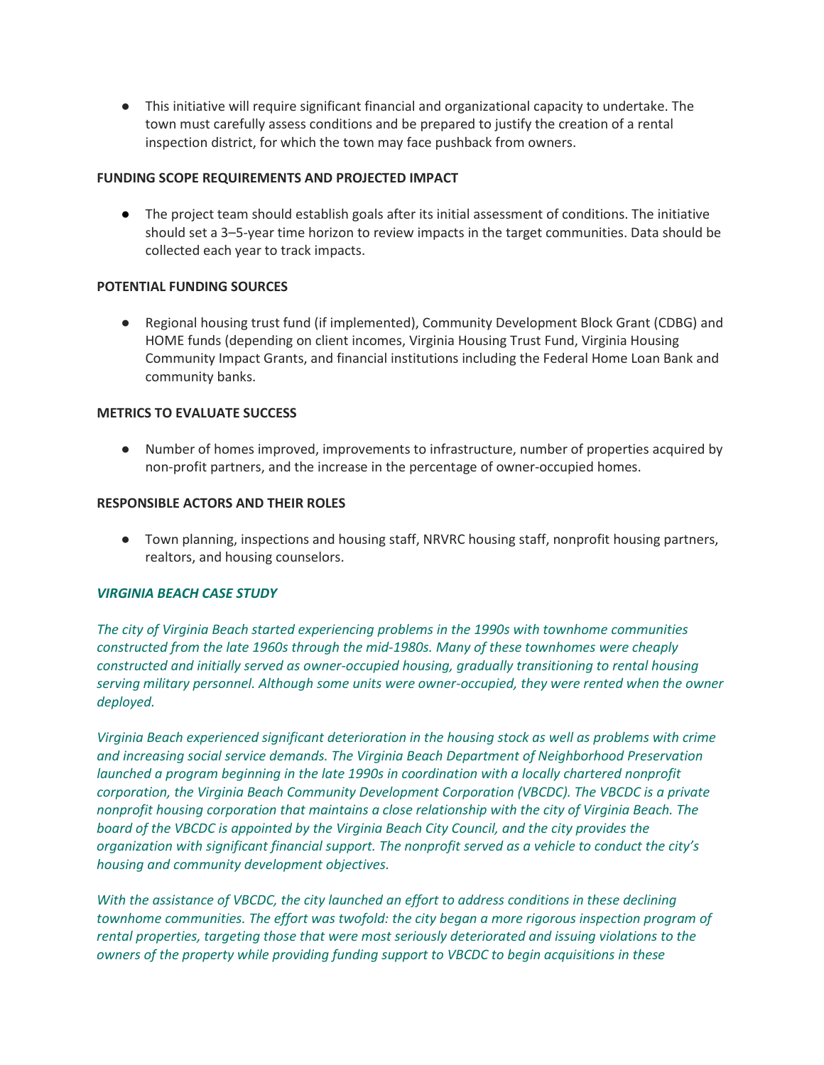- This initiative will require significant financial and organizational capacity to undertake. The town must carefully assess conditions and be prepared to justify the creation of a rental inspection district, for which the town may face pushback from owners.

**FUNDING SCOPE REQUIREMENTS AND PROJECTED IMPACT**

- The project team should establish goals after its initial assessment of conditions. The initiative should set a 3–5-year time horizon to review impacts in the target communities. Data should be collected each year to track impacts.

**POTENTIAL FUNDING SOURCES**

- Regional housing trust fund (if implemented), Community Development Block Grant (CDBG) and HOME funds (depending on client incomes, Virginia Housing Trust Fund, Virginia Housing Community Impact Grants, and financial institutions including the Federal Home Loan Bank and community banks.

**METRICS TO EVALUATE SUCCESS**

- Number of homes improved, improvements to infrastructure, number of properties acquired by non-profit partners, and the increase in the percentage of owner-occupied homes.

**RESPONSIBLE ACTORS AND THEIR ROLES**

- Town planning, inspections and housing staff, NRVRC housing staff, nonprofit housing partners, realtors, and housing counselors.

***VIRGINIA BEACH CASE STUDY***

*The city of Virginia Beach started experiencing problems in the 1990s with townhome communities constructed from the late 1960s through the mid-1980s. Many of these townhomes were cheaply constructed and initially served as owner-occupied housing, gradually transitioning to rental housing serving military personnel. Although some units were owner-occupied, they were rented when the owner deployed.*

*Virginia Beach experienced significant deterioration in the housing stock as well as problems with crime and increasing social service demands. The Virginia Beach Department of Neighborhood Preservation launched a program beginning in the late 1990s in coordination with a locally chartered nonprofit corporation, the Virginia Beach Community Development Corporation (VBCDC). The VBCDC is a private nonprofit housing corporation that maintains a close relationship with the city of Virginia Beach. The board of the VBCDC is appointed by the Virginia Beach City Council, and the city provides the organization with significant financial support. The nonprofit served as a vehicle to conduct the city's housing and community development objectives.*

*With the assistance of VBCDC, the city launched an effort to address conditions in these declining townhome communities. The effort was twofold: the city began a more rigorous inspection program of rental properties, targeting those that were most seriously deteriorated and issuing violations to the owners of the property while providing funding support to VBCDC to begin acquisitions in these*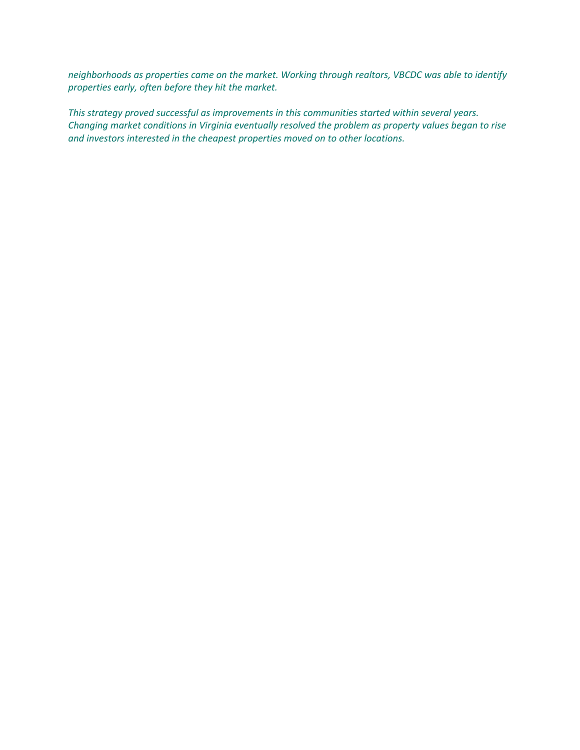*neighborhoods as properties came on the market. Working through realtors, VBCDC was able to identify properties early, often before they hit the market.*

*This strategy proved successful as improvements in this communities started within several years. Changing market conditions in Virginia eventually resolved the problem as property values began to rise and investors interested in the cheapest properties moved on to other locations.*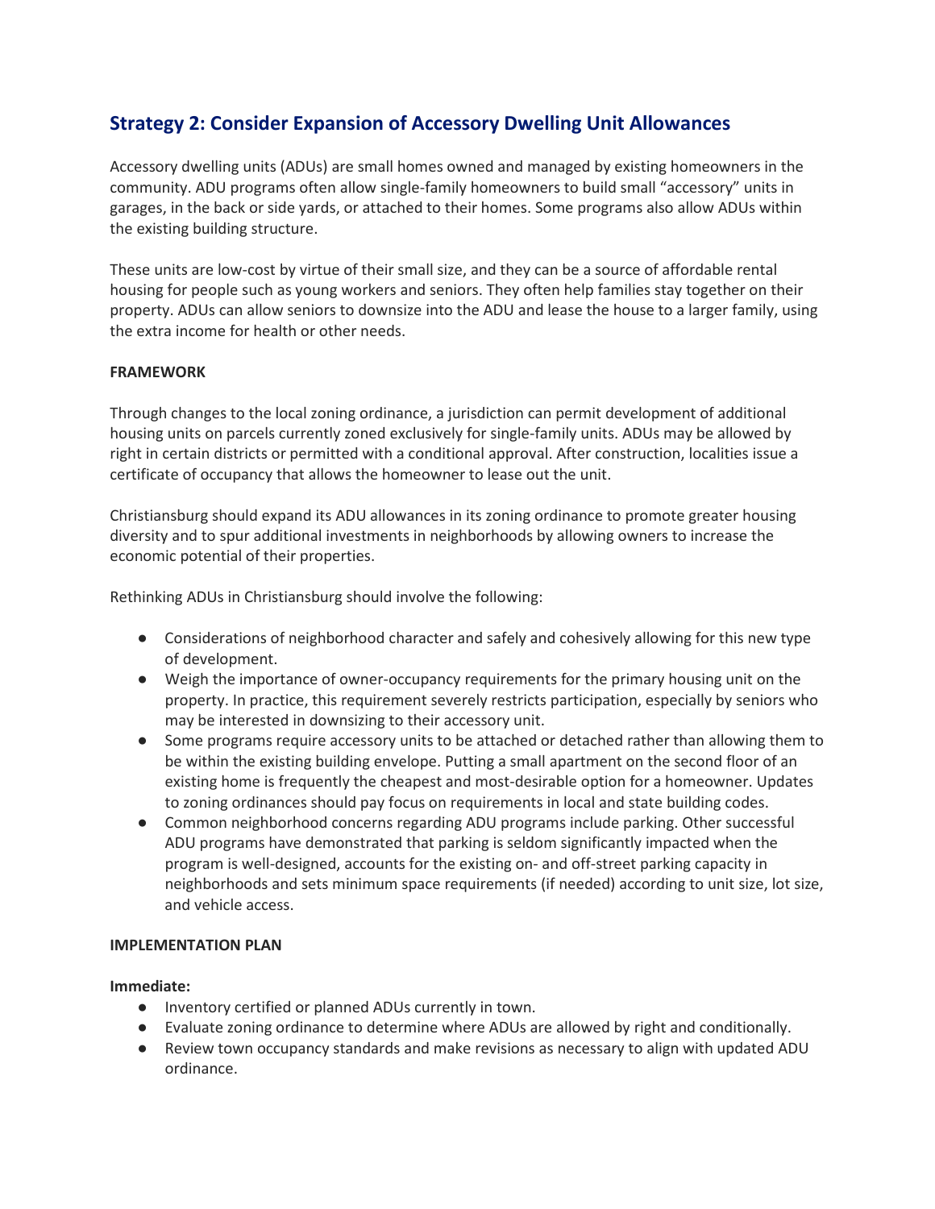## Strategy 2: Consider Expansion of Accessory Dwelling Unit Allowances

Accessory dwelling units (ADUs) are small homes owned and managed by existing homeowners in the community. ADU programs often allow single-family homeowners to build small "accessory" units in garages, in the back or side yards, or attached to their homes. Some programs also allow ADUs within the existing building structure.

These units are low-cost by virtue of their small size, and they can be a source of affordable rental housing for people such as young workers and seniors. They often help families stay together on their property. ADUs can allow seniors to downsize into the ADU and lease the house to a larger family, using the extra income for health or other needs.

**FRAMEWORK**

Through changes to the local zoning ordinance, a jurisdiction can permit development of additional housing units on parcels currently zoned exclusively for single-family units. ADUs may be allowed by right in certain districts or permitted with a conditional approval. After construction, localities issue a certificate of occupancy that allows the homeowner to lease out the unit.

Christiansburg should expand its ADU allowances in its zoning ordinance to promote greater housing diversity and to spur additional investments in neighborhoods by allowing owners to increase the economic potential of their properties.

Rethinking ADUs in Christiansburg should involve the following:

- Considerations of neighborhood character and safely and cohesively allowing for this new type of development.
- Weigh the importance of owner-occupancy requirements for the primary housing unit on the property. In practice, this requirement severely restricts participation, especially by seniors who may be interested in downsizing to their accessory unit.
- Some programs require accessory units to be attached or detached rather than allowing them to be within the existing building envelope. Putting a small apartment on the second floor of an existing home is frequently the cheapest and most-desirable option for a homeowner. Updates to zoning ordinances should pay focus on requirements in local and state building codes.
- Common neighborhood concerns regarding ADU programs include parking. Other successful ADU programs have demonstrated that parking is seldom significantly impacted when the program is well-designed, accounts for the existing on- and off-street parking capacity in neighborhoods and sets minimum space requirements (if needed) according to unit size, lot size, and vehicle access.

**IMPLEMENTATION PLAN**

**Immediate:**

- Inventory certified or planned ADUs currently in town.
- Evaluate zoning ordinance to determine where ADUs are allowed by right and conditionally.
- Review town occupancy standards and make revisions as necessary to align with updated ADU ordinance.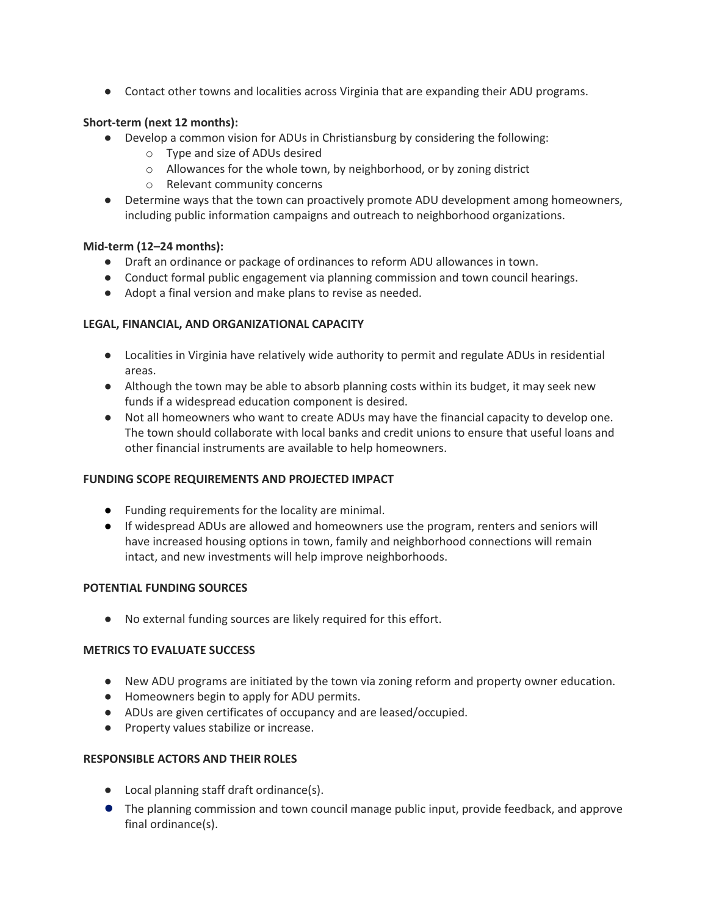- Contact other towns and localities across Virginia that are expanding their ADU programs.

**Short-term (next 12 months):**

- Develop a common vision for ADUs in Christiansburg by considering the following:
  - Type and size of ADUs desired
  - Allowances for the whole town, by neighborhood, or by zoning district
  - Relevant community concerns
- Determine ways that the town can proactively promote ADU development among homeowners, including public information campaigns and outreach to neighborhood organizations.

**Mid-term (12–24 months):**

- Draft an ordinance or package of ordinances to reform ADU allowances in town.
- Conduct formal public engagement via planning commission and town council hearings.
- Adopt a final version and make plans to revise as needed.

**LEGAL, FINANCIAL, AND ORGANIZATIONAL CAPACITY**

- Localities in Virginia have relatively wide authority to permit and regulate ADUs in residential areas.
- Although the town may be able to absorb planning costs within its budget, it may seek new funds if a widespread education component is desired.
- Not all homeowners who want to create ADUs may have the financial capacity to develop one. The town should collaborate with local banks and credit unions to ensure that useful loans and other financial instruments are available to help homeowners.

**FUNDING SCOPE REQUIREMENTS AND PROJECTED IMPACT**

- Funding requirements for the locality are minimal.
- If widespread ADUs are allowed and homeowners use the program, renters and seniors will have increased housing options in town, family and neighborhood connections will remain intact, and new investments will help improve neighborhoods.

**POTENTIAL FUNDING SOURCES**

- No external funding sources are likely required for this effort.

**METRICS TO EVALUATE SUCCESS**

- New ADU programs are initiated by the town via zoning reform and property owner education.
- Homeowners begin to apply for ADU permits.
- ADUs are given certificates of occupancy and are leased/occupied.
- Property values stabilize or increase.

**RESPONSIBLE ACTORS AND THEIR ROLES**

- Local planning staff draft ordinance(s).
- The planning commission and town council manage public input, provide feedback, and approve final ordinance(s).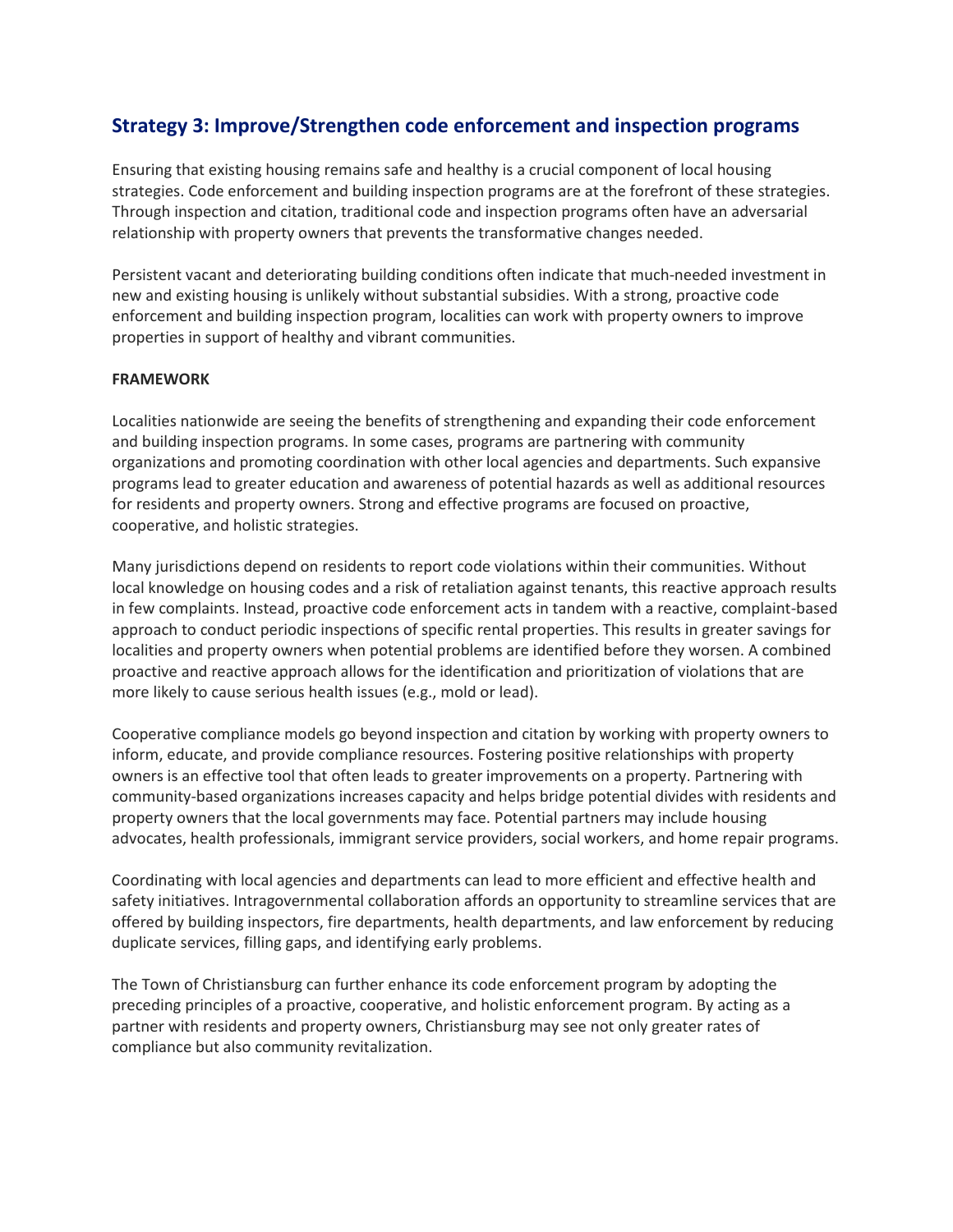## Strategy 3: Improve/Strengthen code enforcement and inspection programs

Ensuring that existing housing remains safe and healthy is a crucial component of local housing strategies. Code enforcement and building inspection programs are at the forefront of these strategies. Through inspection and citation, traditional code and inspection programs often have an adversarial relationship with property owners that prevents the transformative changes needed.

Persistent vacant and deteriorating building conditions often indicate that much-needed investment in new and existing housing is unlikely without substantial subsidies. With a strong, proactive code enforcement and building inspection program, localities can work with property owners to improve properties in support of healthy and vibrant communities.

**FRAMEWORK**

Localities nationwide are seeing the benefits of strengthening and expanding their code enforcement and building inspection programs. In some cases, programs are partnering with community organizations and promoting coordination with other local agencies and departments. Such expansive programs lead to greater education and awareness of potential hazards as well as additional resources for residents and property owners. Strong and effective programs are focused on proactive, cooperative, and holistic strategies.

Many jurisdictions depend on residents to report code violations within their communities. Without local knowledge on housing codes and a risk of retaliation against tenants, this reactive approach results in few complaints. Instead, proactive code enforcement acts in tandem with a reactive, complaint-based approach to conduct periodic inspections of specific rental properties. This results in greater savings for localities and property owners when potential problems are identified before they worsen. A combined proactive and reactive approach allows for the identification and prioritization of violations that are more likely to cause serious health issues (e.g., mold or lead).

Cooperative compliance models go beyond inspection and citation by working with property owners to inform, educate, and provide compliance resources. Fostering positive relationships with property owners is an effective tool that often leads to greater improvements on a property. Partnering with community-based organizations increases capacity and helps bridge potential divides with residents and property owners that the local governments may face. Potential partners may include housing advocates, health professionals, immigrant service providers, social workers, and home repair programs.

Coordinating with local agencies and departments can lead to more efficient and effective health and safety initiatives. Intragovernmental collaboration affords an opportunity to streamline services that are offered by building inspectors, fire departments, health departments, and law enforcement by reducing duplicate services, filling gaps, and identifying early problems.

The Town of Christiansburg can further enhance its code enforcement program by adopting the preceding principles of a proactive, cooperative, and holistic enforcement program. By acting as a partner with residents and property owners, Christiansburg may see not only greater rates of compliance but also community revitalization.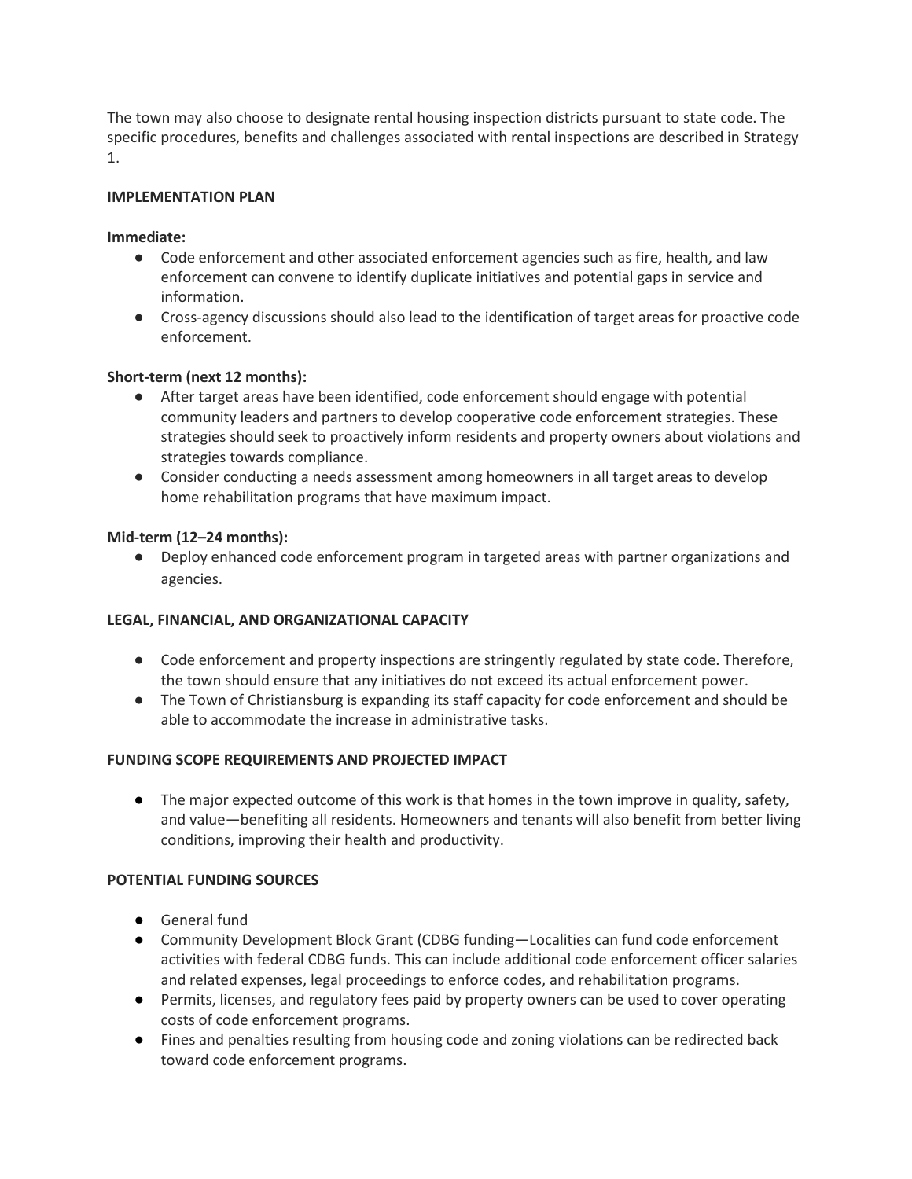The town may also choose to designate rental housing inspection districts pursuant to state code. The specific procedures, benefits and challenges associated with rental inspections are described in Strategy 1.

**IMPLEMENTATION PLAN**

**Immediate:**

- Code enforcement and other associated enforcement agencies such as fire, health, and law enforcement can convene to identify duplicate initiatives and potential gaps in service and information.
- Cross-agency discussions should also lead to the identification of target areas for proactive code enforcement.

**Short-term (next 12 months):**

- After target areas have been identified, code enforcement should engage with potential community leaders and partners to develop cooperative code enforcement strategies. These strategies should seek to proactively inform residents and property owners about violations and strategies towards compliance.
- Consider conducting a needs assessment among homeowners in all target areas to develop home rehabilitation programs that have maximum impact.

**Mid-term (12–24 months):**

- Deploy enhanced code enforcement program in targeted areas with partner organizations and agencies.

**LEGAL, FINANCIAL, AND ORGANIZATIONAL CAPACITY**

- Code enforcement and property inspections are stringently regulated by state code. Therefore, the town should ensure that any initiatives do not exceed its actual enforcement power.
- The Town of Christiansburg is expanding its staff capacity for code enforcement and should be able to accommodate the increase in administrative tasks.

**FUNDING SCOPE REQUIREMENTS AND PROJECTED IMPACT**

- The major expected outcome of this work is that homes in the town improve in quality, safety, and value—benefiting all residents. Homeowners and tenants will also benefit from better living conditions, improving their health and productivity.

**POTENTIAL FUNDING SOURCES**

- General fund
- Community Development Block Grant (CDBG funding—Localities can fund code enforcement activities with federal CDBG funds. This can include additional code enforcement officer salaries and related expenses, legal proceedings to enforce codes, and rehabilitation programs.
- Permits, licenses, and regulatory fees paid by property owners can be used to cover operating costs of code enforcement programs.
- Fines and penalties resulting from housing code and zoning violations can be redirected back toward code enforcement programs.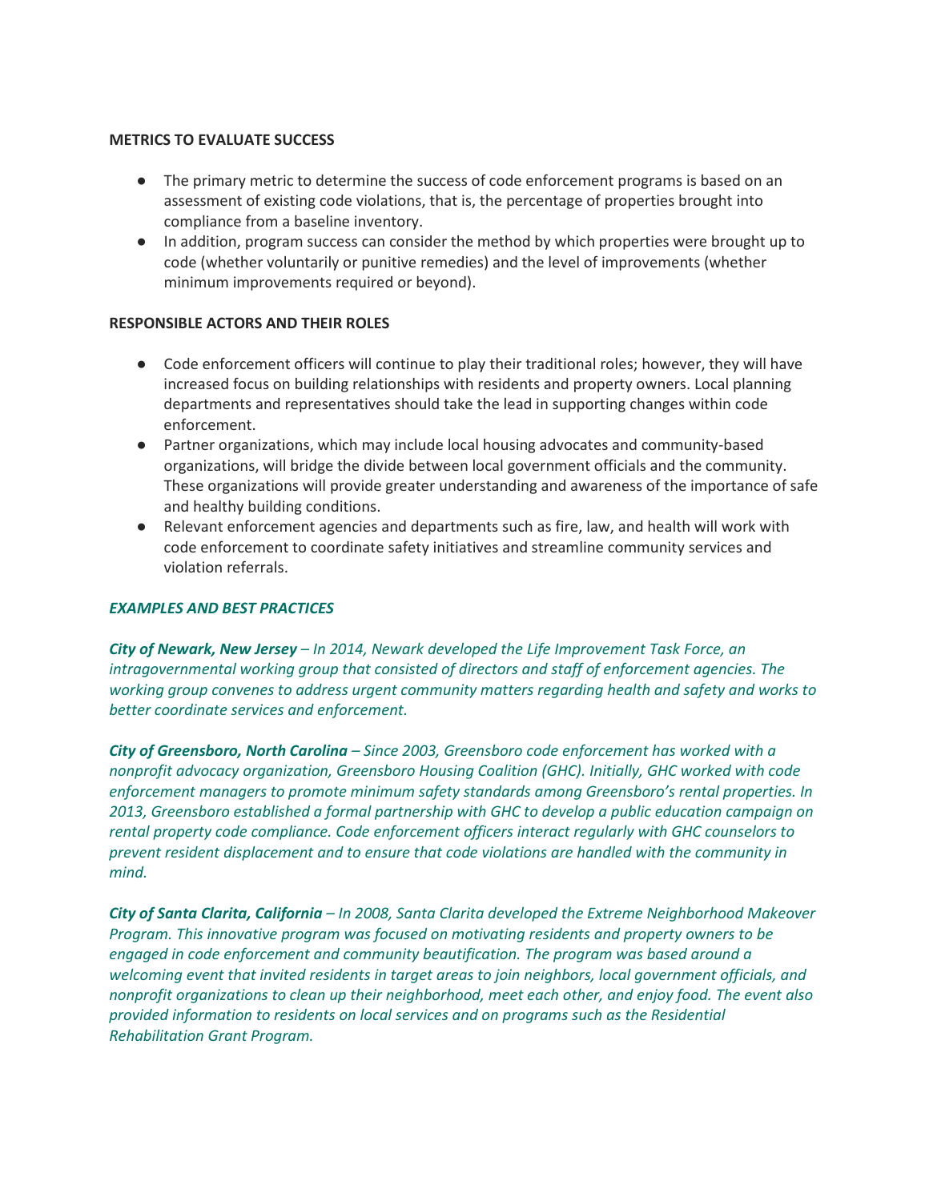**METRICS TO EVALUATE SUCCESS**

- The primary metric to determine the success of code enforcement programs is based on an assessment of existing code violations, that is, the percentage of properties brought into compliance from a baseline inventory.
- In addition, program success can consider the method by which properties were brought up to code (whether voluntarily or punitive remedies) and the level of improvements (whether minimum improvements required or beyond).

**RESPONSIBLE ACTORS AND THEIR ROLES**

- Code enforcement officers will continue to play their traditional roles; however, they will have increased focus on building relationships with residents and property owners. Local planning departments and representatives should take the lead in supporting changes within code enforcement.
- Partner organizations, which may include local housing advocates and community-based organizations, will bridge the divide between local government officials and the community. These organizations will provide greater understanding and awareness of the importance of safe and healthy building conditions.
- Relevant enforcement agencies and departments such as fire, law, and health will work with code enforcement to coordinate safety initiatives and streamline community services and violation referrals.

***EXAMPLES AND BEST PRACTICES***

***City of Newark, New Jersey*** *– In 2014, Newark developed the Life Improvement Task Force, an intragovernmental working group that consisted of directors and staff of enforcement agencies. The working group convenes to address urgent community matters regarding health and safety and works to better coordinate services and enforcement.*

***City of Greensboro, North Carolina*** *– Since 2003, Greensboro code enforcement has worked with a nonprofit advocacy organization, Greensboro Housing Coalition (GHC). Initially, GHC worked with code enforcement managers to promote minimum safety standards among Greensboro's rental properties. In 2013, Greensboro established a formal partnership with GHC to develop a public education campaign on rental property code compliance. Code enforcement officers interact regularly with GHC counselors to prevent resident displacement and to ensure that code violations are handled with the community in mind.*

***City of Santa Clarita, California*** *– In 2008, Santa Clarita developed the Extreme Neighborhood Makeover Program. This innovative program was focused on motivating residents and property owners to be engaged in code enforcement and community beautification. The program was based around a welcoming event that invited residents in target areas to join neighbors, local government officials, and nonprofit organizations to clean up their neighborhood, meet each other, and enjoy food. The event also provided information to residents on local services and on programs such as the Residential Rehabilitation Grant Program.*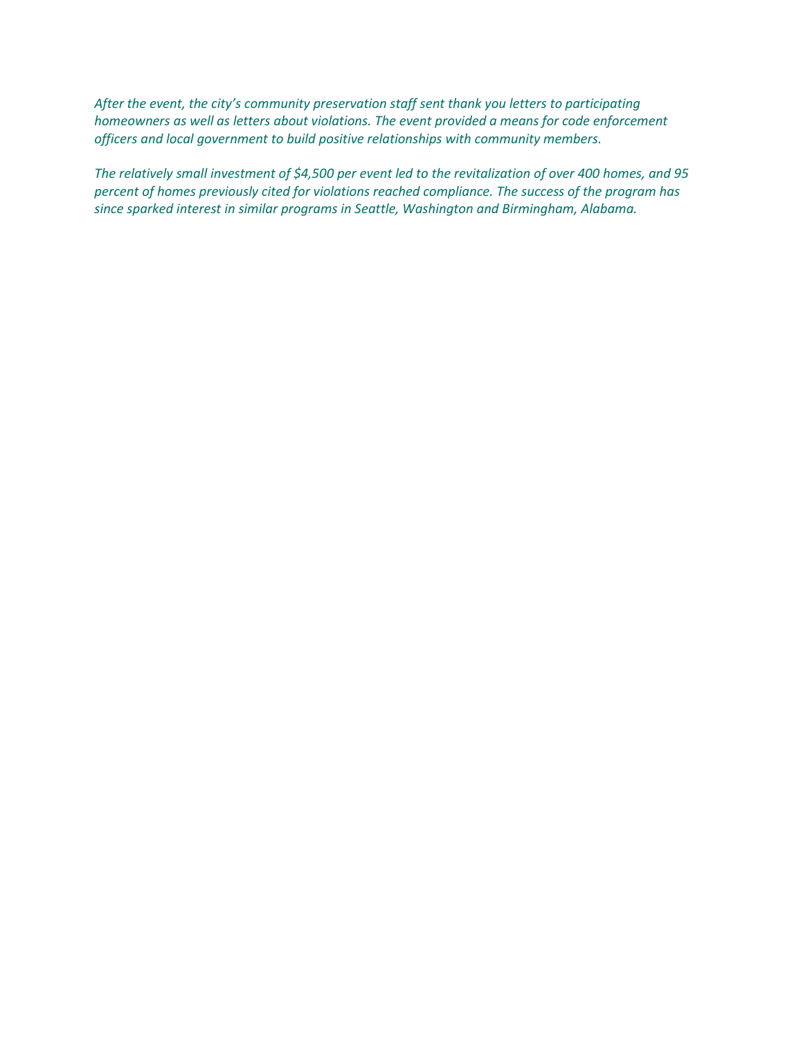*After the event, the city's community preservation staff sent thank you letters to participating homeowners as well as letters about violations. The event provided a means for code enforcement officers and local government to build positive relationships with community members.*

*The relatively small investment of $4,500 per event led to the revitalization of over 400 homes, and 95 percent of homes previously cited for violations reached compliance. The success of the program has since sparked interest in similar programs in Seattle, Washington and Birmingham, Alabama.*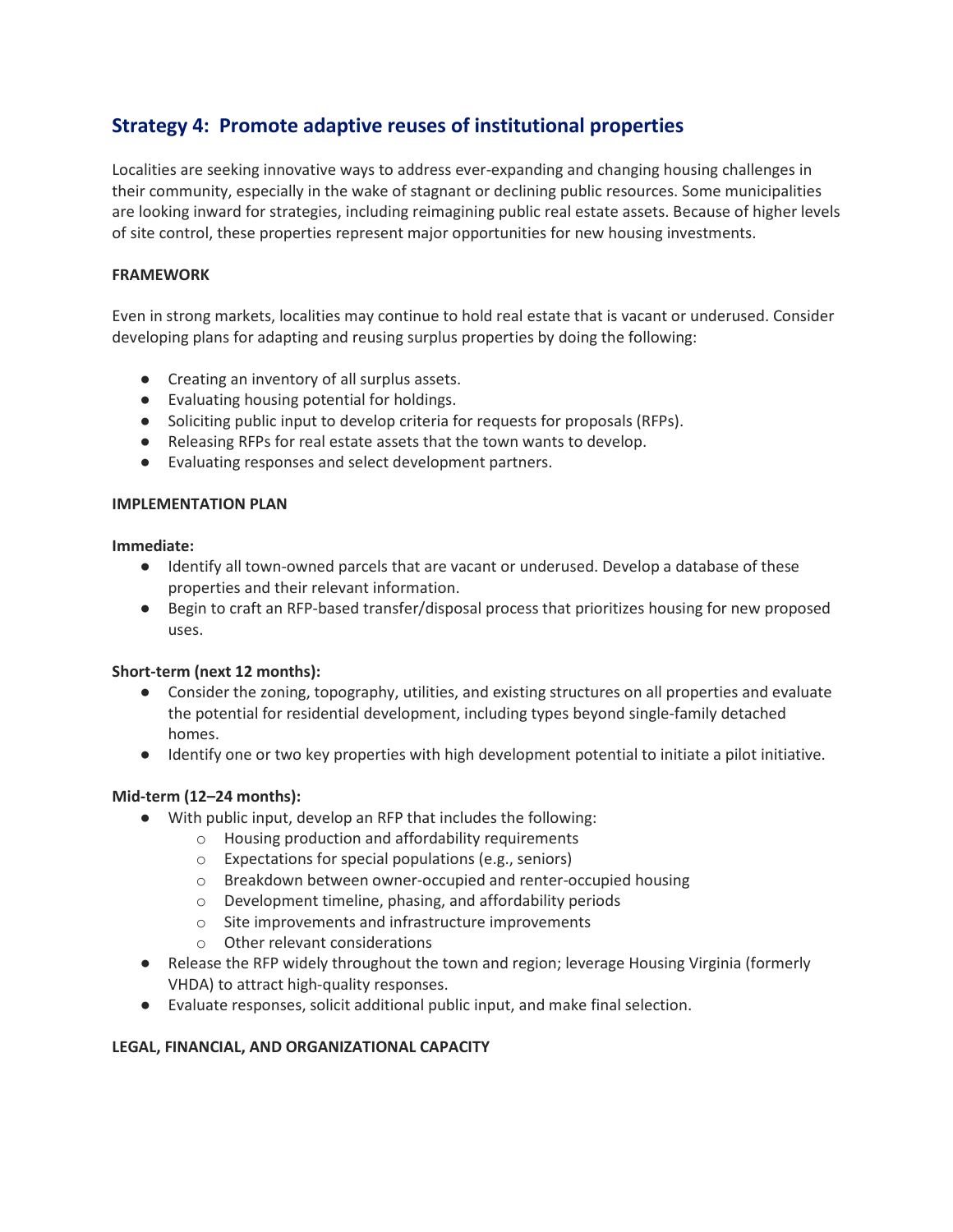## Strategy 4: Promote adaptive reuses of institutional properties

Localities are seeking innovative ways to address ever-expanding and changing housing challenges in their community, especially in the wake of stagnant or declining public resources. Some municipalities are looking inward for strategies, including reimagining public real estate assets. Because of higher levels of site control, these properties represent major opportunities for new housing investments.

**FRAMEWORK**

Even in strong markets, localities may continue to hold real estate that is vacant or underused. Consider developing plans for adapting and reusing surplus properties by doing the following:

- Creating an inventory of all surplus assets.
- Evaluating housing potential for holdings.
- Soliciting public input to develop criteria for requests for proposals (RFPs).
- Releasing RFPs for real estate assets that the town wants to develop.
- Evaluating responses and select development partners.

**IMPLEMENTATION PLAN**

**Immediate:**

- Identify all town-owned parcels that are vacant or underused. Develop a database of these properties and their relevant information.
- Begin to craft an RFP-based transfer/disposal process that prioritizes housing for new proposed uses.

**Short-term (next 12 months):**

- Consider the zoning, topography, utilities, and existing structures on all properties and evaluate the potential for residential development, including types beyond single-family detached homes.
- Identify one or two key properties with high development potential to initiate a pilot initiative.

**Mid-term (12–24 months):**

- With public input, develop an RFP that includes the following:
  - Housing production and affordability requirements
  - Expectations for special populations (e.g., seniors)
  - Breakdown between owner-occupied and renter-occupied housing
  - Development timeline, phasing, and affordability periods
  - Site improvements and infrastructure improvements
  - Other relevant considerations
- Release the RFP widely throughout the town and region; leverage Housing Virginia (formerly VHDA) to attract high-quality responses.
- Evaluate responses, solicit additional public input, and make final selection.

**LEGAL, FINANCIAL, AND ORGANIZATIONAL CAPACITY**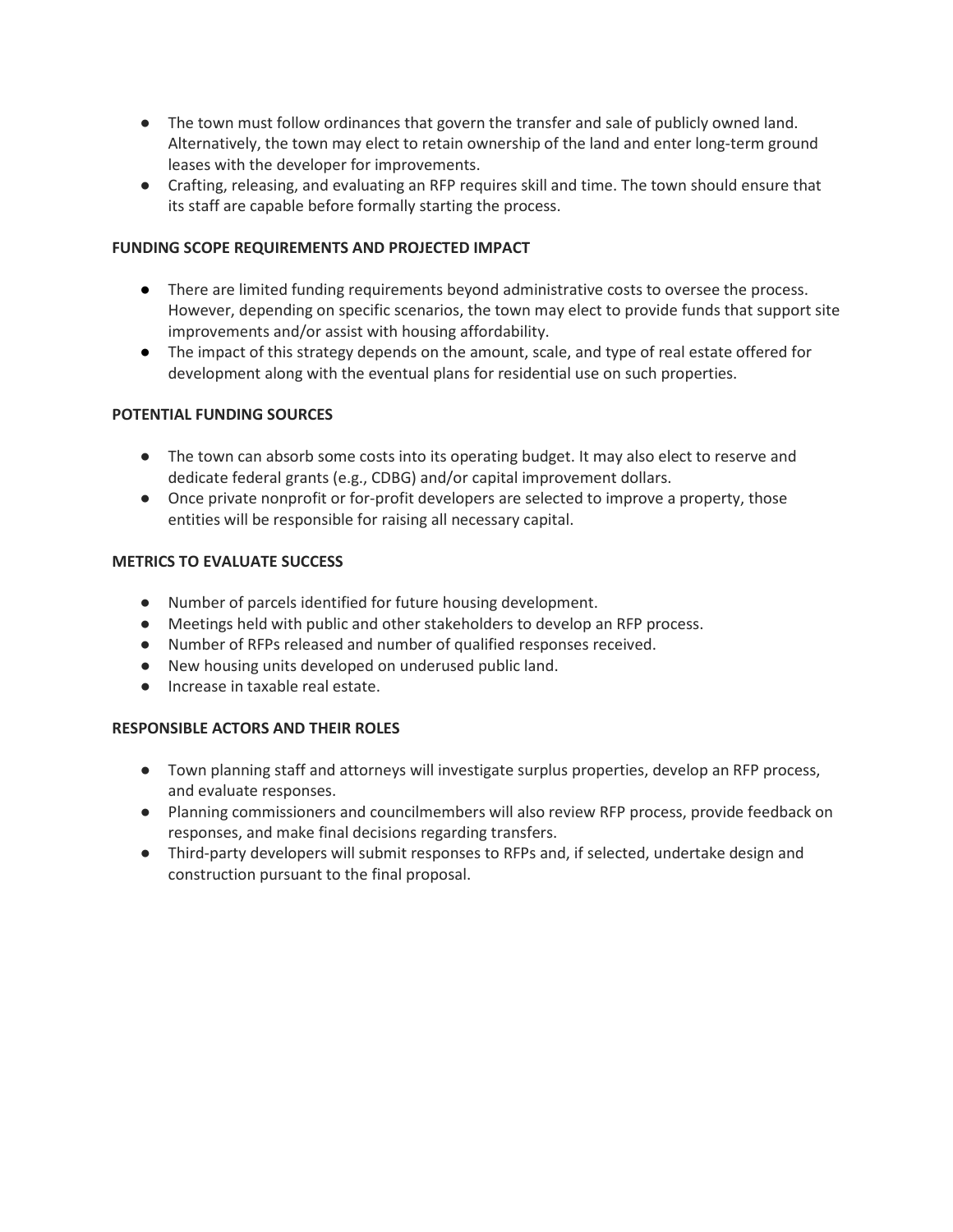- The town must follow ordinances that govern the transfer and sale of publicly owned land. Alternatively, the town may elect to retain ownership of the land and enter long-term ground leases with the developer for improvements.
- Crafting, releasing, and evaluating an RFP requires skill and time. The town should ensure that its staff are capable before formally starting the process.

**FUNDING SCOPE REQUIREMENTS AND PROJECTED IMPACT**

- There are limited funding requirements beyond administrative costs to oversee the process. However, depending on specific scenarios, the town may elect to provide funds that support site improvements and/or assist with housing affordability.
- The impact of this strategy depends on the amount, scale, and type of real estate offered for development along with the eventual plans for residential use on such properties.

**POTENTIAL FUNDING SOURCES**

- The town can absorb some costs into its operating budget. It may also elect to reserve and dedicate federal grants (e.g., CDBG) and/or capital improvement dollars.
- Once private nonprofit or for-profit developers are selected to improve a property, those entities will be responsible for raising all necessary capital.

**METRICS TO EVALUATE SUCCESS**

- Number of parcels identified for future housing development.
- Meetings held with public and other stakeholders to develop an RFP process.
- Number of RFPs released and number of qualified responses received.
- New housing units developed on underused public land.
- Increase in taxable real estate.

**RESPONSIBLE ACTORS AND THEIR ROLES**

- Town planning staff and attorneys will investigate surplus properties, develop an RFP process, and evaluate responses.
- Planning commissioners and councilmembers will also review RFP process, provide feedback on responses, and make final decisions regarding transfers.
- Third-party developers will submit responses to RFPs and, if selected, undertake design and construction pursuant to the final proposal.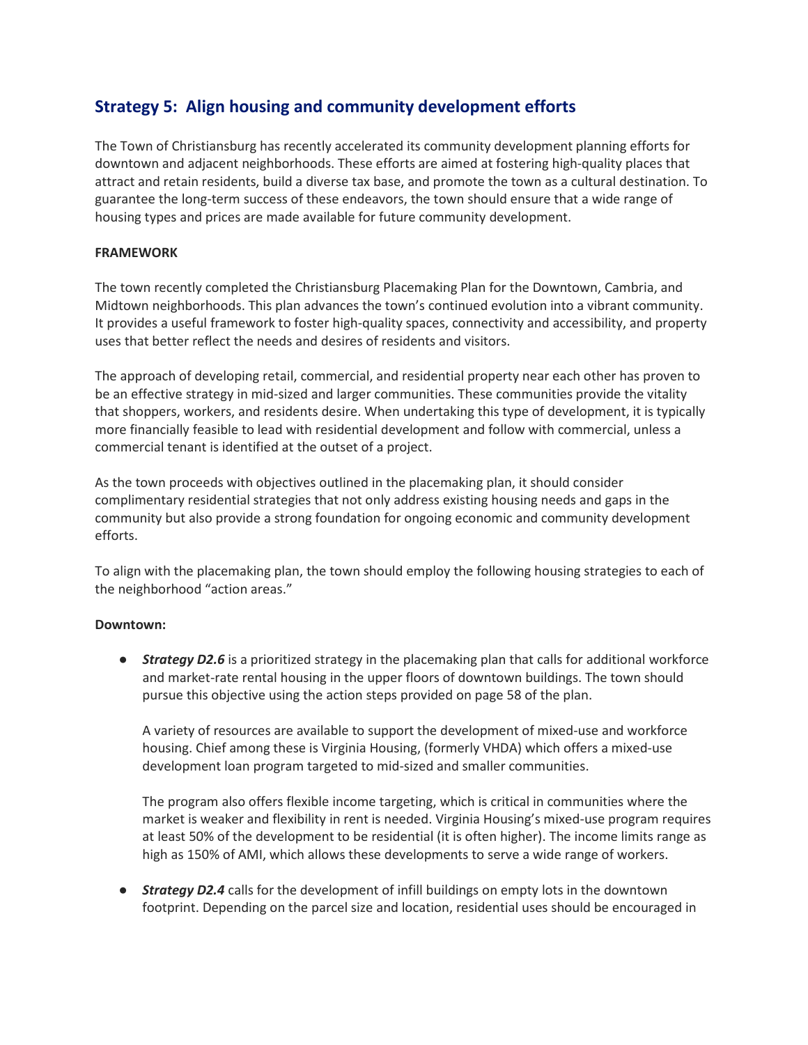## Strategy 5: Align housing and community development efforts

The Town of Christiansburg has recently accelerated its community development planning efforts for downtown and adjacent neighborhoods. These efforts are aimed at fostering high-quality places that attract and retain residents, build a diverse tax base, and promote the town as a cultural destination. To guarantee the long-term success of these endeavors, the town should ensure that a wide range of housing types and prices are made available for future community development.

**FRAMEWORK**

The town recently completed the Christiansburg Placemaking Plan for the Downtown, Cambria, and Midtown neighborhoods. This plan advances the town's continued evolution into a vibrant community. It provides a useful framework to foster high-quality spaces, connectivity and accessibility, and property uses that better reflect the needs and desires of residents and visitors.

The approach of developing retail, commercial, and residential property near each other has proven to be an effective strategy in mid-sized and larger communities. These communities provide the vitality that shoppers, workers, and residents desire. When undertaking this type of development, it is typically more financially feasible to lead with residential development and follow with commercial, unless a commercial tenant is identified at the outset of a project.

As the town proceeds with objectives outlined in the placemaking plan, it should consider complimentary residential strategies that not only address existing housing needs and gaps in the community but also provide a strong foundation for ongoing economic and community development efforts.

To align with the placemaking plan, the town should employ the following housing strategies to each of the neighborhood "action areas."

**Downtown:**

- ***Strategy D2.6*** is a prioritized strategy in the placemaking plan that calls for additional workforce and market-rate rental housing in the upper floors of downtown buildings. The town should pursue this objective using the action steps provided on page 58 of the plan.

  A variety of resources are available to support the development of mixed-use and workforce housing. Chief among these is Virginia Housing, (formerly VHDA) which offers a mixed-use development loan program targeted to mid-sized and smaller communities.

  The program also offers flexible income targeting, which is critical in communities where the market is weaker and flexibility in rent is needed. Virginia Housing's mixed-use program requires at least 50% of the development to be residential (it is often higher). The income limits range as high as 150% of AMI, which allows these developments to serve a wide range of workers.

- ***Strategy D2.4*** calls for the development of infill buildings on empty lots in the downtown footprint. Depending on the parcel size and location, residential uses should be encouraged in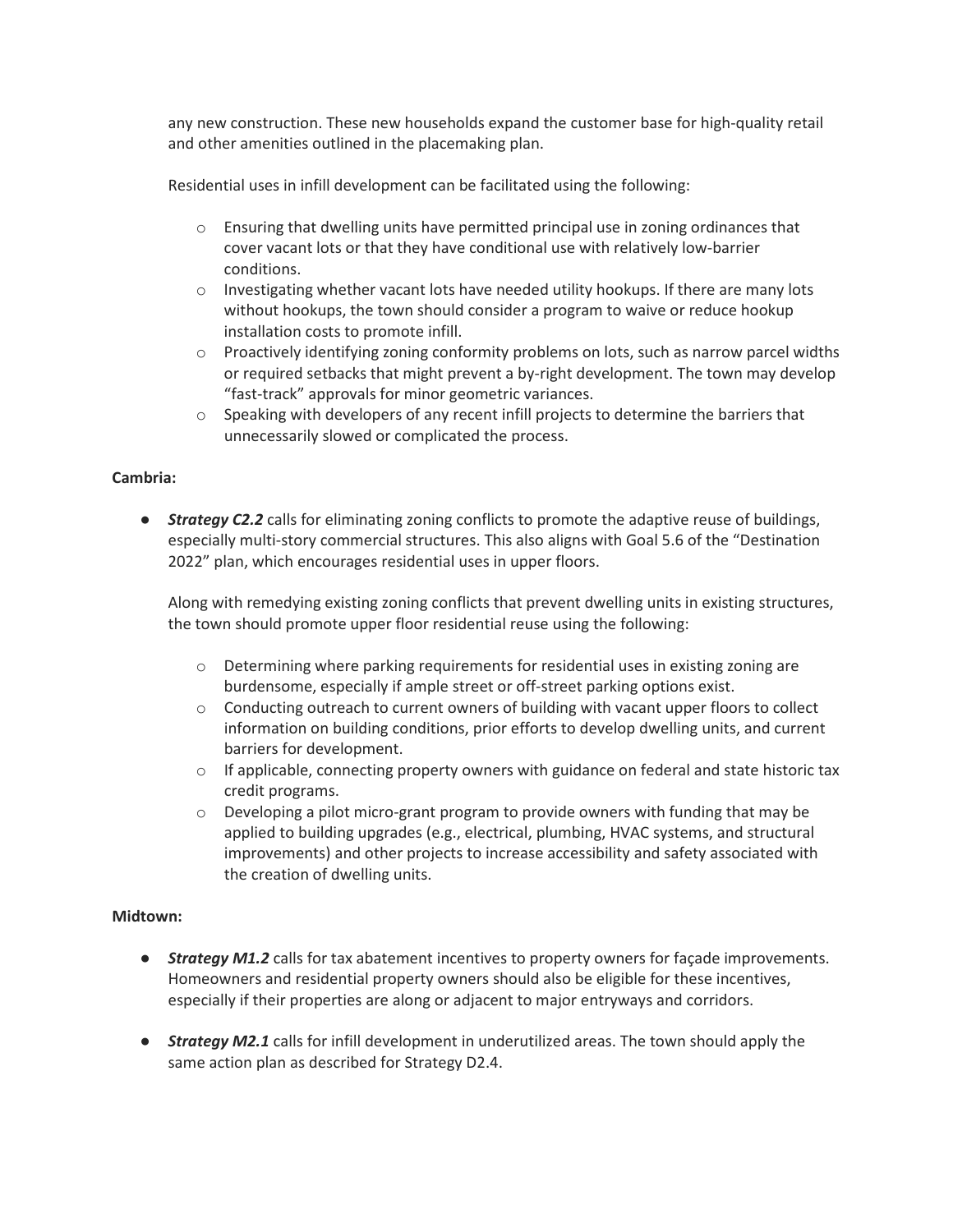any new construction. These new households expand the customer base for high-quality retail and other amenities outlined in the placemaking plan.

Residential uses in infill development can be facilitated using the following:

- Ensuring that dwelling units have permitted principal use in zoning ordinances that cover vacant lots or that they have conditional use with relatively low-barrier conditions.
- Investigating whether vacant lots have needed utility hookups. If there are many lots without hookups, the town should consider a program to waive or reduce hookup installation costs to promote infill.
- Proactively identifying zoning conformity problems on lots, such as narrow parcel widths or required setbacks that might prevent a by-right development. The town may develop "fast-track" approvals for minor geometric variances.
- Speaking with developers of any recent infill projects to determine the barriers that unnecessarily slowed or complicated the process.

**Cambria:**

- ***Strategy C2.2*** calls for eliminating zoning conflicts to promote the adaptive reuse of buildings, especially multi-story commercial structures. This also aligns with Goal 5.6 of the "Destination 2022" plan, which encourages residential uses in upper floors.

  Along with remedying existing zoning conflicts that prevent dwelling units in existing structures, the town should promote upper floor residential reuse using the following:

  - Determining where parking requirements for residential uses in existing zoning are burdensome, especially if ample street or off-street parking options exist.
  - Conducting outreach to current owners of building with vacant upper floors to collect information on building conditions, prior efforts to develop dwelling units, and current barriers for development.
  - If applicable, connecting property owners with guidance on federal and state historic tax credit programs.
  - Developing a pilot micro-grant program to provide owners with funding that may be applied to building upgrades (e.g., electrical, plumbing, HVAC systems, and structural improvements) and other projects to increase accessibility and safety associated with the creation of dwelling units.

**Midtown:**

- ***Strategy M1.2*** calls for tax abatement incentives to property owners for façade improvements. Homeowners and residential property owners should also be eligible for these incentives, especially if their properties are along or adjacent to major entryways and corridors.

- ***Strategy M2.1*** calls for infill development in underutilized areas. The town should apply the same action plan as described for Strategy D2.4.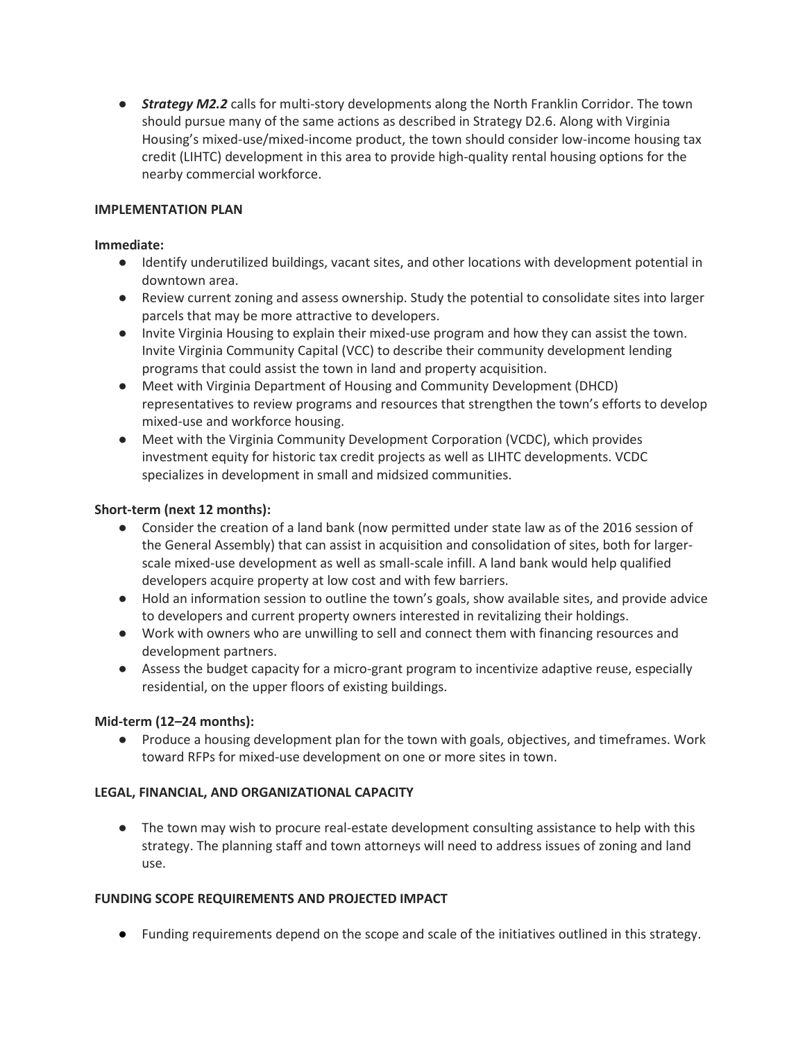- ***Strategy M2.2*** calls for multi-story developments along the North Franklin Corridor. The town should pursue many of the same actions as described in Strategy D2.6. Along with Virginia Housing's mixed-use/mixed-income product, the town should consider low-income housing tax credit (LIHTC) development in this area to provide high-quality rental housing options for the nearby commercial workforce.

**IMPLEMENTATION PLAN**

**Immediate:**

- Identify underutilized buildings, vacant sites, and other locations with development potential in downtown area.
- Review current zoning and assess ownership. Study the potential to consolidate sites into larger parcels that may be more attractive to developers.
- Invite Virginia Housing to explain their mixed-use program and how they can assist the town. Invite Virginia Community Capital (VCC) to describe their community development lending programs that could assist the town in land and property acquisition.
- Meet with Virginia Department of Housing and Community Development (DHCD) representatives to review programs and resources that strengthen the town's efforts to develop mixed-use and workforce housing.
- Meet with the Virginia Community Development Corporation (VCDC), which provides investment equity for historic tax credit projects as well as LIHTC developments. VCDC specializes in development in small and midsized communities.

**Short-term (next 12 months):**

- Consider the creation of a land bank (now permitted under state law as of the 2016 session of the General Assembly) that can assist in acquisition and consolidation of sites, both for larger-scale mixed-use development as well as small-scale infill. A land bank would help qualified developers acquire property at low cost and with few barriers.
- Hold an information session to outline the town's goals, show available sites, and provide advice to developers and current property owners interested in revitalizing their holdings.
- Work with owners who are unwilling to sell and connect them with financing resources and development partners.
- Assess the budget capacity for a micro-grant program to incentivize adaptive reuse, especially residential, on the upper floors of existing buildings.

**Mid-term (12–24 months):**

- Produce a housing development plan for the town with goals, objectives, and timeframes. Work toward RFPs for mixed-use development on one or more sites in town.

**LEGAL, FINANCIAL, AND ORGANIZATIONAL CAPACITY**

- The town may wish to procure real-estate development consulting assistance to help with this strategy. The planning staff and town attorneys will need to address issues of zoning and land use.

**FUNDING SCOPE REQUIREMENTS AND PROJECTED IMPACT**

- Funding requirements depend on the scope and scale of the initiatives outlined in this strategy.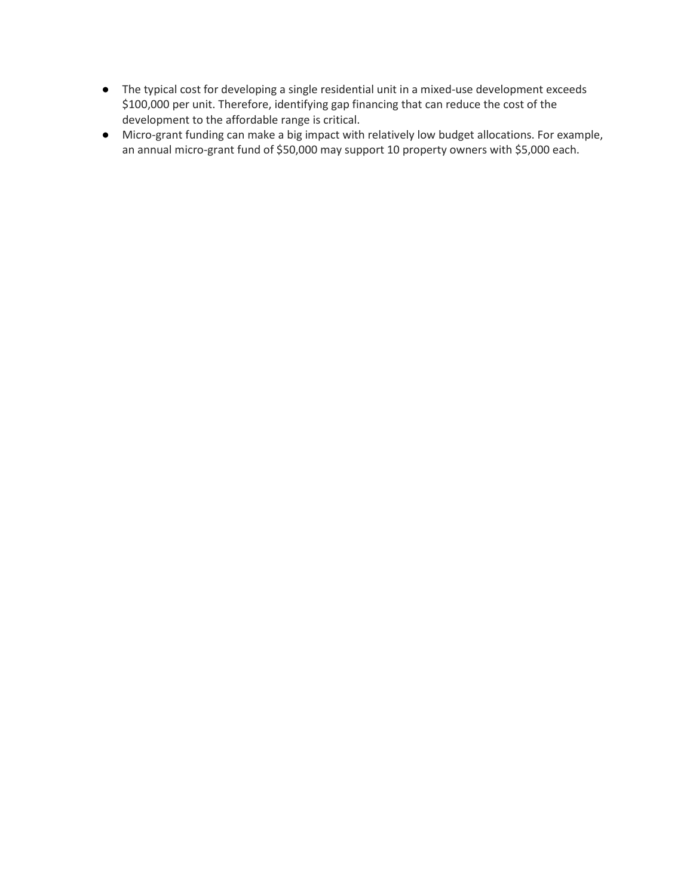- The typical cost for developing a single residential unit in a mixed-use development exceeds $100,000 per unit. Therefore, identifying gap financing that can reduce the cost of the development to the affordable range is critical.
- Micro-grant funding can make a big impact with relatively low budget allocations. For example, an annual micro-grant fund of $50,000 may support 10 property owners with $5,000 each.